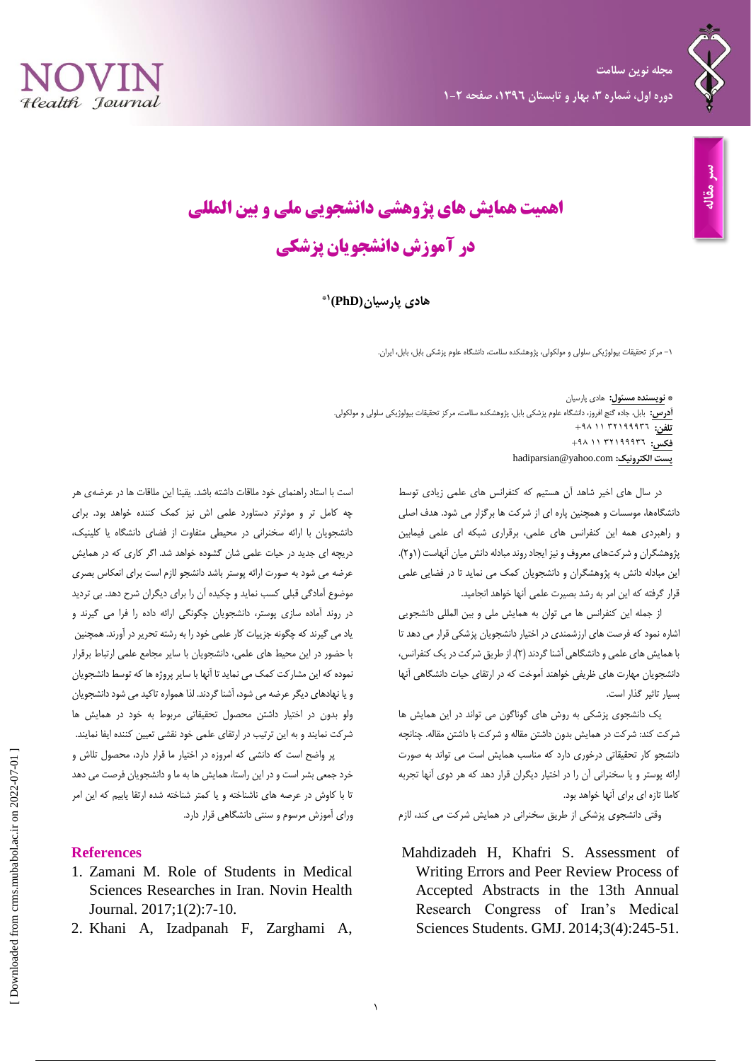سر مقاله

# اهمیت همایش های پژوهشی دانشجویی ملی و بین المللی در آموزش دانشجویان پزشکی

**هادی پارسیان(PhD)[1*]**

۱- مرکز تحقیقات بیولوژیکی سلولی و مولکولی، پژوهشکده سلامت، دانشگاه علوم پزشکی بابل، بابل، ایران.

* **نویسنده مسئول:** هادی پارسیان
**آدرس:** بابل، جاده گنج افروز، دانشگاه علوم پزشکی بابل، پژوهشکده سلامت، مرکز تحقیقات بیولوژیکی سلولی و مولکولی.
**تلفن:** ۰۱۱ ۳۲۱۹۹۹۳۶ ۹۸+
**فکس:** ۰۱۱ ۳۲۱۹۹۹۳۶ ۹۸+
**پست الکترونیک:** hadiparsian@yahoo.com

در سال های اخیر شاهد آن هستیم که کنفرانس های علمی زیادی توسط دانشگاهها، موسسات و همچنین پاره ای از شرکت ها برگزار می شود. هدف اصلی و راهبردی همه این کنفرانس های علمی، برقراری شبکه ای علمی فیمابین پژوهشگران و شرکت‌های معروف و نیز ایجاد روند مبادله دانش میان آنهاست (۱و۲). این مبادله دانش به پژوهشگران و دانشجویان کمک می نماید تا در فضایی علمی قرار گرفته که این امر به رشد بصیرت علمی آنها خواهد انجامید.

از جمله این کنفرانس ها می توان به همایش ملی و بین المللی دانشجویی اشاره نمود که فرصت های ارزشمندی در اختیار دانشجویان پزشکی قرار می دهد تا با همایش های علمی و دانشگاهی آشنا گردند (۲). از طریق شرکت در یک کنفرانس، دانشجویان مهارت های ظریفی خواهند آموخت که در ارتقای حیات دانشگاهی آنها بسیار تاثیر گذار است.

یک دانشجوی پزشکی به روش های گوناگون می تواند در این همایش ها شرکت کند: شرکت در همایش بدون داشتن مقاله و شرکت با داشتن مقاله. چنانچه دانشجو کار تحقیقاتی درخوری دارد که مناسب همایش است می تواند به صورت ارائه پوستر و یا سخنرانی آن را در اختیار دیگران قرار دهد که هر دوی آنها تجربه کاملا تازه ای برای آنها خواهد بود.

وقتی دانشجوی پزشکی از طریق سخنرانی در همایش شرکت می کند، لازم است با استاد راهنمای خود ملاقات داشته باشد. یقینا این ملاقات ها در عرضه‌ی هر چه کامل تر و موثرتر دستاورد علمی اش نیز کمک کننده خواهد بود. برای دانشجویان با ارائه سخنرانی در محیطی متفاوت از فضای دانشگاه یا کلینیک، دریچه ای جدید در حیات علمی شان گشوده خواهد شد. اگر کاری که در همایش عرضه می شود به صورت ارائه پوستر باشد دانشجو لازم است برای انعکاس بصری موضوع آمادگی قبلی کسب نماید و چکیده آن را برای دیگران شرح دهد. بی تردید در روند آماده سازی پوستر، دانشجویان چگونگی ارائه داده را فرا می گیرند و یاد می گیرند که چگونه جزییات کار علمی خود را به رشته تحریر در آورند. همچنین با حضور در این محیط های علمی، دانشجویان با سایر مجامع علمی ارتباط برقرار نموده که این مشارکت کمک می نماید تا آنها با سایر پروژه ها که توسط دانشجویان و یا نهادهای دیگر عرضه می شود، آشنا گردند. لذا همواره تاکید می شود دانشجویان ولو بدون در اختیار داشتن محصول تحقیقاتی مربوط به خود در همایش ها شرکت نمایند و به این ترتیب در ارتقای علمی خود نقشی تعیین کننده ایفا نمایند.

پر واضح است که دانشی که امروزه در اختیار ما قرار دارد، محصول تلاش و خرد جمعی بشر است و در این راستا، همایش ها به ما و دانشجویان فرصت می دهد تا با کاوش در عرصه های ناشناخته و یا کمتر شناخته شده ارتقا یابیم که این امر ورای آموزش مرسوم و سنتی دانشگاهی قرار دارد.

## References

1. Zamani M. Role of Students in Medical Sciences Researches in Iran. Novin Health Journal. 2017;1(2):7-10.
2. Khani A, Izadpanah F, Zarghami A, Mahdizadeh H, Khafri S. Assessment of Writing Errors and Peer Review Process of Accepted Abstracts in the 13th Annual Research Congress of Iran's Medical Sciences Students. GMJ. 2014;3(4):245-51.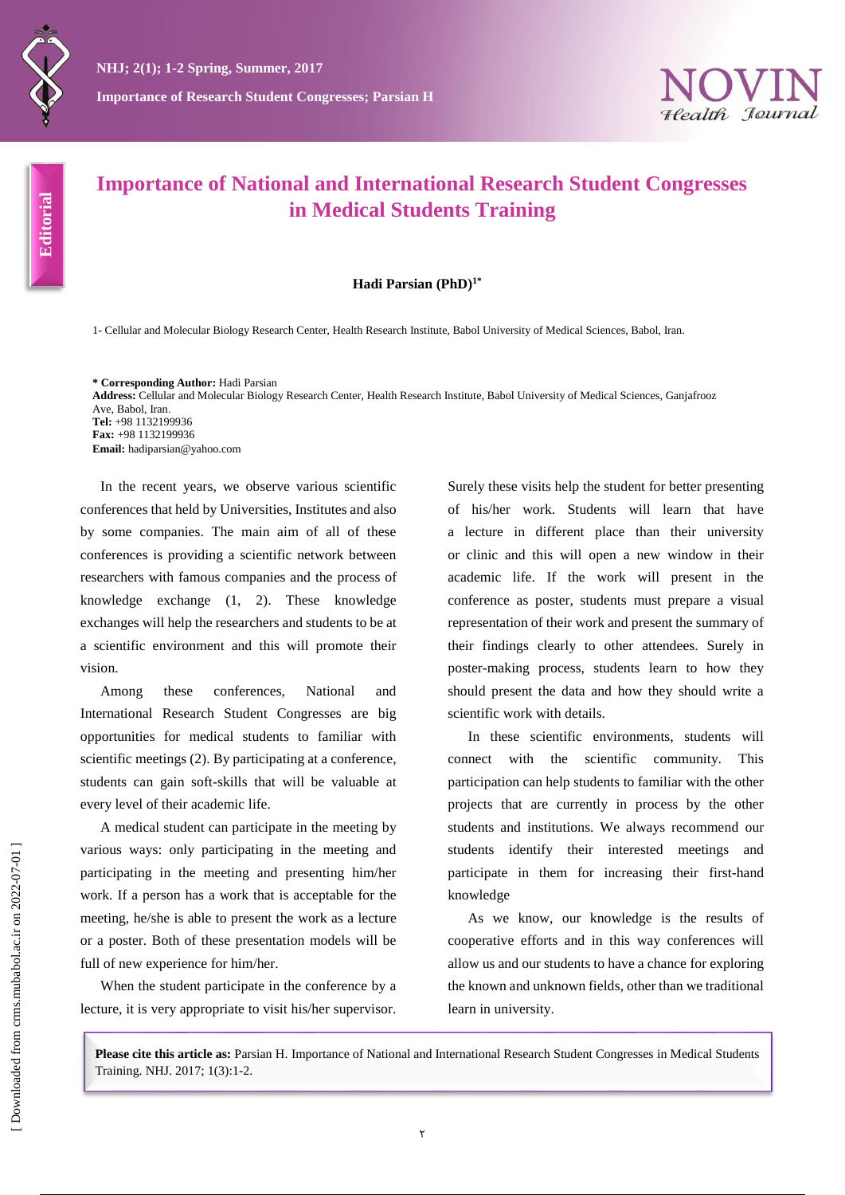Editorial

# Importance of National and International Research Student Congresses in Medical Students Training

**Hadi Parsian (PhD)[1*]**

1- Cellular and Molecular Biology Research Center, Health Research Institute, Babol University of Medical Sciences, Babol, Iran.

**\* Corresponding Author:** Hadi Parsian
**Address:** Cellular and Molecular Biology Research Center, Health Research Institute, Babol University of Medical Sciences, Ganjafrooz Ave, Babol, Iran.
**Tel:** +98 1132199936
**Fax:** +98 1132199936
**Email:** hadiparsian@yahoo.com

In the recent years, we observe various scientific conferences that held by Universities, Institutes and also by some companies. The main aim of all of these conferences is providing a scientific network between researchers with famous companies and the process of knowledge exchange (1, 2). These knowledge exchanges will help the researchers and students to be at a scientific environment and this will promote their vision.

Among these conferences, National and International Research Student Congresses are big opportunities for medical students to familiar with scientific meetings (2). By participating at a conference, students can gain soft-skills that will be valuable at every level of their academic life.

A medical student can participate in the meeting by various ways: only participating in the meeting and participating in the meeting and presenting him/her work. If a person has a work that is acceptable for the meeting, he/she is able to present the work as a lecture or a poster. Both of these presentation models will be full of new experience for him/her.

When the student participate in the conference by a lecture, it is very appropriate to visit his/her supervisor. Surely these visits help the student for better presenting of his/her work. Students will learn that have a lecture in different place than their university or clinic and this will open a new window in their academic life. If the work will present in the conference as poster, students must prepare a visual representation of their work and present the summary of their findings clearly to other attendees. Surely in poster-making process, students learn to how they should present the data and how they should write a scientific work with details.

In these scientific environments, students will connect with the scientific community. This participation can help students to familiar with the other projects that are currently in process by the other students and institutions. We always recommend our students identify their interested meetings and participate in them for increasing their first-hand knowledge

As we know, our knowledge is the results of cooperative efforts and in this way conferences will allow us and our students to have a chance for exploring the known and unknown fields, other than we traditional learn in university.

**Please cite this article as:** Parsian H. Importance of National and International Research Student Congresses in Medical Students Training. NHJ. 2017; 1(3):1-2.